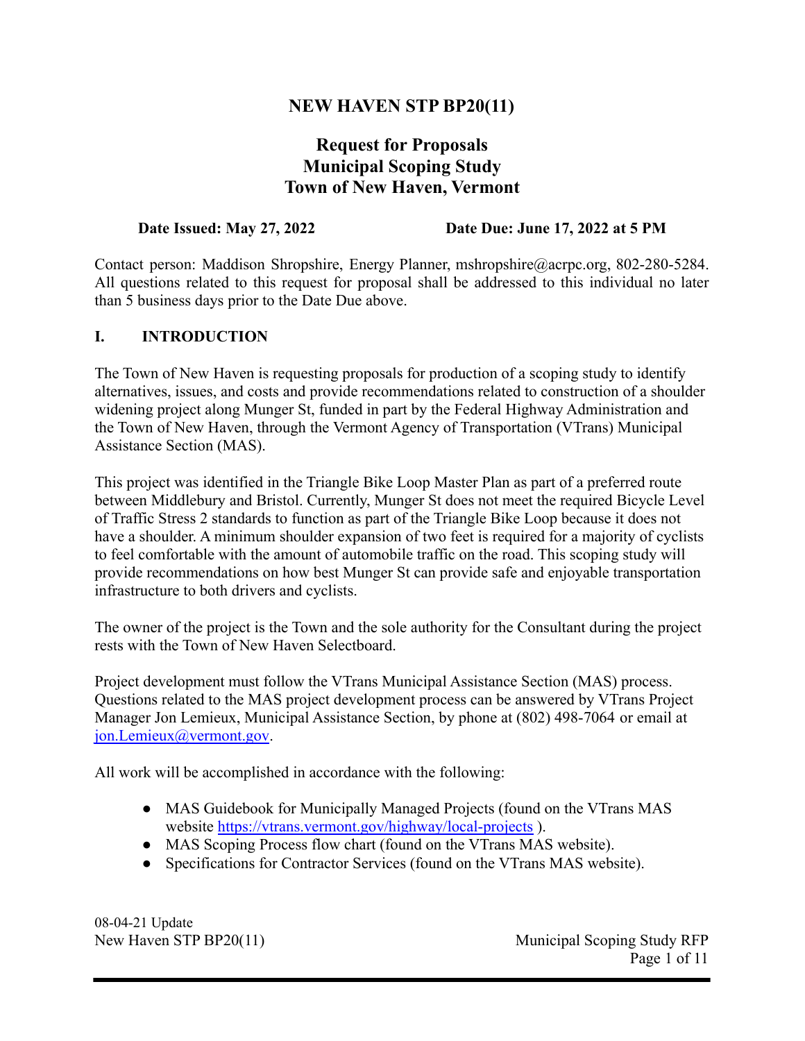# NEW HAVEN STP BP20(11)

## Request for Proposals
## Municipal Scoping Study
## Town of New Haven, Vermont

**Date Issued: May 27, 2022** **Date Due: June 17, 2022 at 5 PM**

Contact person: Maddison Shropshire, Energy Planner, mshropshire@acrpc.org, 802-280-5284. All questions related to this request for proposal shall be addressed to this individual no later than 5 business days prior to the Date Due above.

## I. INTRODUCTION

The Town of New Haven is requesting proposals for production of a scoping study to identify alternatives, issues, and costs and provide recommendations related to construction of a shoulder widening project along Munger St, funded in part by the Federal Highway Administration and the Town of New Haven, through the Vermont Agency of Transportation (VTrans) Municipal Assistance Section (MAS).

This project was identified in the Triangle Bike Loop Master Plan as part of a preferred route between Middlebury and Bristol. Currently, Munger St does not meet the required Bicycle Level of Traffic Stress 2 standards to function as part of the Triangle Bike Loop because it does not have a shoulder. A minimum shoulder expansion of two feet is required for a majority of cyclists to feel comfortable with the amount of automobile traffic on the road. This scoping study will provide recommendations on how best Munger St can provide safe and enjoyable transportation infrastructure to both drivers and cyclists.

The owner of the project is the Town and the sole authority for the Consultant during the project rests with the Town of New Haven Selectboard.

Project development must follow the VTrans Municipal Assistance Section (MAS) process. Questions related to the MAS project development process can be answered by VTrans Project Manager Jon Lemieux, Municipal Assistance Section, by phone at (802) 498-7064 or email at [jon.Lemieux@vermont.gov](mailto:jon.Lemieux@vermont.gov).

All work will be accomplished in accordance with the following:

- MAS Guidebook for Municipally Managed Projects (found on the VTrans MAS website https://vtrans.vermont.gov/highway/local-projects ).
- MAS Scoping Process flow chart (found on the VTrans MAS website).
- Specifications for Contractor Services (found on the VTrans MAS website).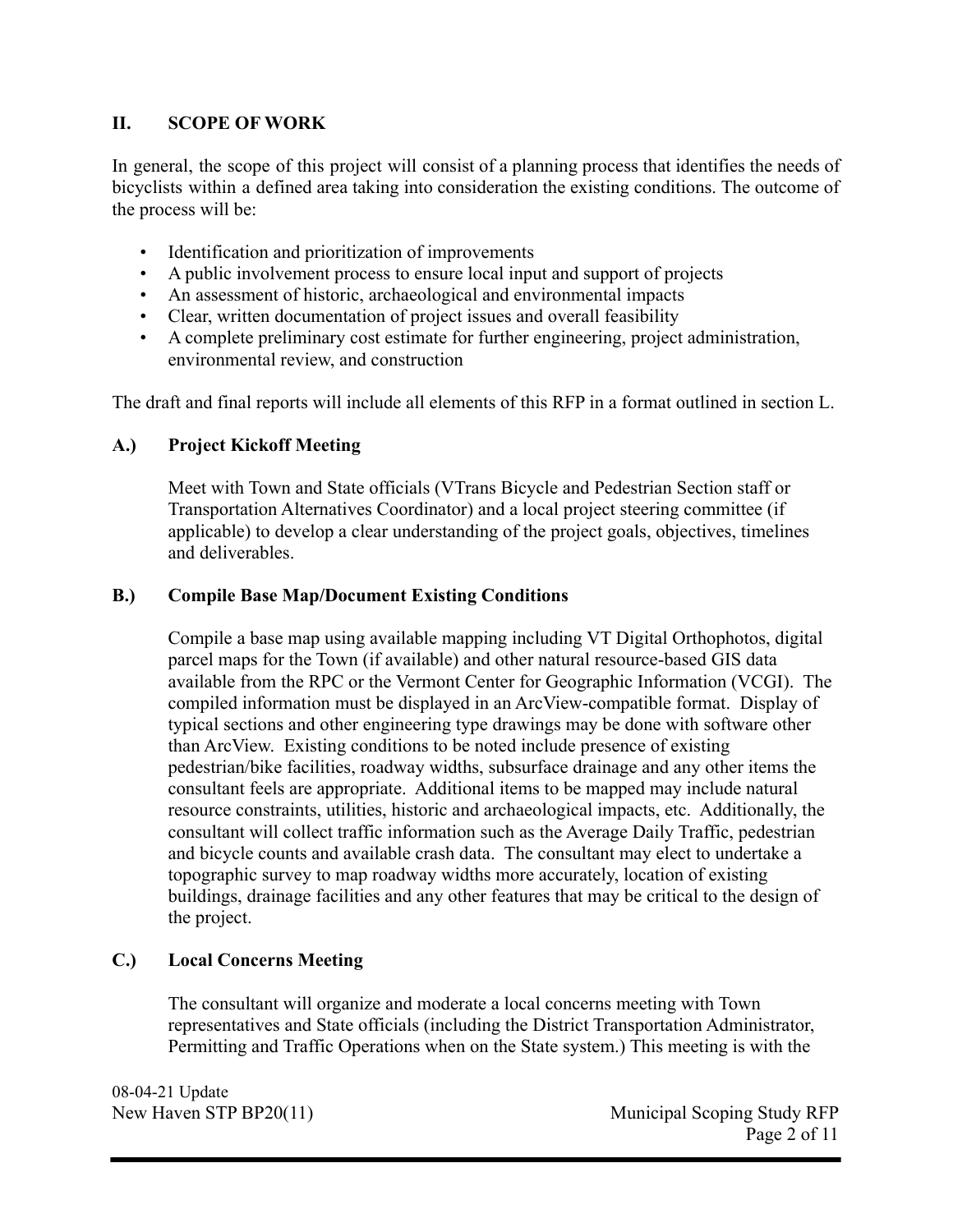## II. SCOPE OF WORK

In general, the scope of this project will consist of a planning process that identifies the needs of bicyclists within a defined area taking into consideration the existing conditions. The outcome of the process will be:

- Identification and prioritization of improvements
- A public involvement process to ensure local input and support of projects
- An assessment of historic, archaeological and environmental impacts
- Clear, written documentation of project issues and overall feasibility
- A complete preliminary cost estimate for further engineering, project administration, environmental review, and construction

The draft and final reports will include all elements of this RFP in a format outlined in section L.

### A.) Project Kickoff Meeting

Meet with Town and State officials (VTrans Bicycle and Pedestrian Section staff or Transportation Alternatives Coordinator) and a local project steering committee (if applicable) to develop a clear understanding of the project goals, objectives, timelines and deliverables.

### B.) Compile Base Map/Document Existing Conditions

Compile a base map using available mapping including VT Digital Orthophotos, digital parcel maps for the Town (if available) and other natural resource-based GIS data available from the RPC or the Vermont Center for Geographic Information (VCGI). The compiled information must be displayed in an ArcView-compatible format. Display of typical sections and other engineering type drawings may be done with software other than ArcView. Existing conditions to be noted include presence of existing pedestrian/bike facilities, roadway widths, subsurface drainage and any other items the consultant feels are appropriate. Additional items to be mapped may include natural resource constraints, utilities, historic and archaeological impacts, etc. Additionally, the consultant will collect traffic information such as the Average Daily Traffic, pedestrian and bicycle counts and available crash data. The consultant may elect to undertake a topographic survey to map roadway widths more accurately, location of existing buildings, drainage facilities and any other features that may be critical to the design of the project.

### C.) Local Concerns Meeting

The consultant will organize and moderate a local concerns meeting with Town representatives and State officials (including the District Transportation Administrator, Permitting and Traffic Operations when on the State system.) This meeting is with the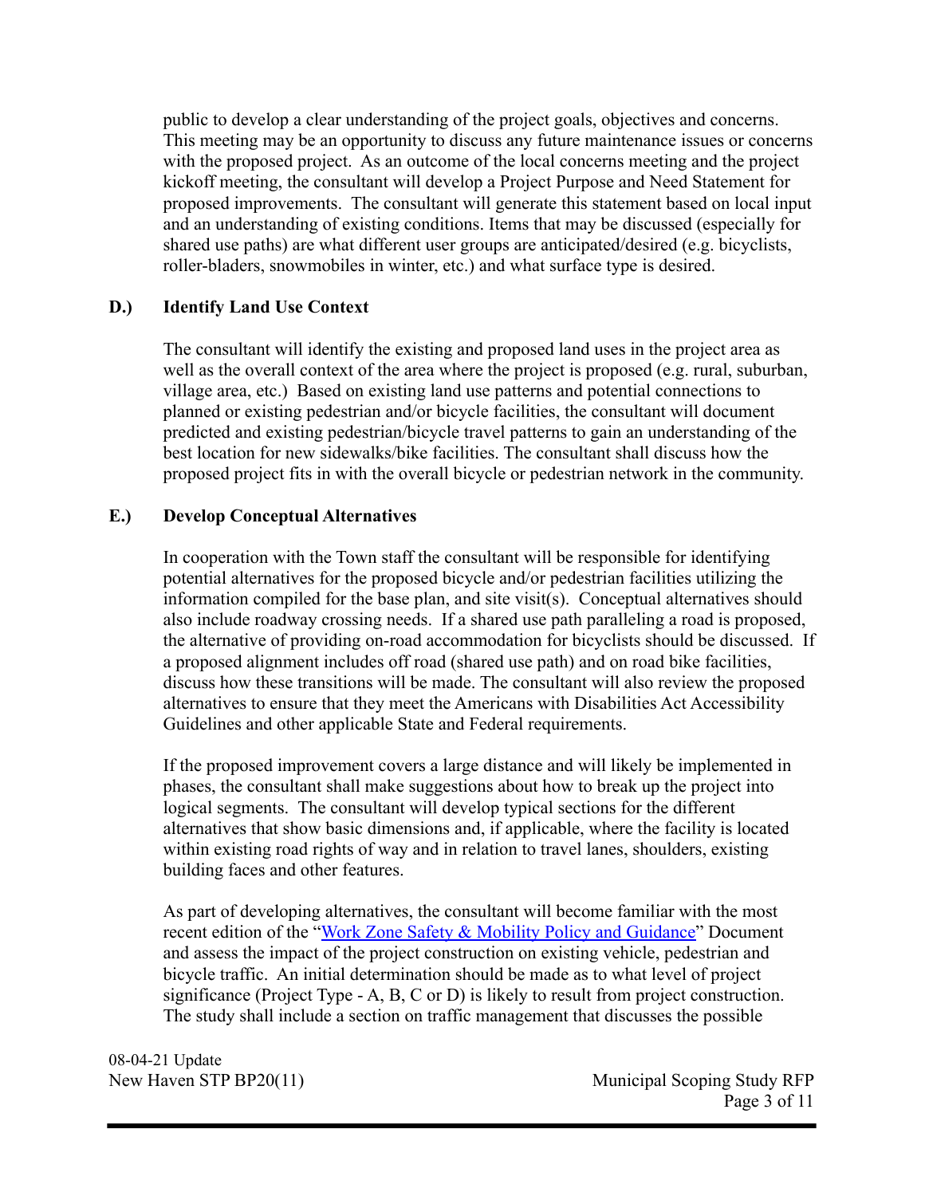public to develop a clear understanding of the project goals, objectives and concerns. This meeting may be an opportunity to discuss any future maintenance issues or concerns with the proposed project. As an outcome of the local concerns meeting and the project kickoff meeting, the consultant will develop a Project Purpose and Need Statement for proposed improvements. The consultant will generate this statement based on local input and an understanding of existing conditions. Items that may be discussed (especially for shared use paths) are what different user groups are anticipated/desired (e.g. bicyclists, roller-bladers, snowmobiles in winter, etc.) and what surface type is desired.

### D.) Identify Land Use Context

The consultant will identify the existing and proposed land uses in the project area as well as the overall context of the area where the project is proposed (e.g. rural, suburban, village area, etc.) Based on existing land use patterns and potential connections to planned or existing pedestrian and/or bicycle facilities, the consultant will document predicted and existing pedestrian/bicycle travel patterns to gain an understanding of the best location for new sidewalks/bike facilities. The consultant shall discuss how the proposed project fits in with the overall bicycle or pedestrian network in the community.

### E.) Develop Conceptual Alternatives

In cooperation with the Town staff the consultant will be responsible for identifying potential alternatives for the proposed bicycle and/or pedestrian facilities utilizing the information compiled for the base plan, and site visit(s). Conceptual alternatives should also include roadway crossing needs. If a shared use path paralleling a road is proposed, the alternative of providing on-road accommodation for bicyclists should be discussed. If a proposed alignment includes off road (shared use path) and on road bike facilities, discuss how these transitions will be made. The consultant will also review the proposed alternatives to ensure that they meet the Americans with Disabilities Act Accessibility Guidelines and other applicable State and Federal requirements.

If the proposed improvement covers a large distance and will likely be implemented in phases, the consultant shall make suggestions about how to break up the project into logical segments. The consultant will develop typical sections for the different alternatives that show basic dimensions and, if applicable, where the facility is located within existing road rights of way and in relation to travel lanes, shoulders, existing building faces and other features.

As part of developing alternatives, the consultant will become familiar with the most recent edition of the "Work Zone Safety & Mobility Policy and Guidance" Document and assess the impact of the project construction on existing vehicle, pedestrian and bicycle traffic. An initial determination should be made as to what level of project significance (Project Type - A, B, C or D) is likely to result from project construction. The study shall include a section on traffic management that discusses the possible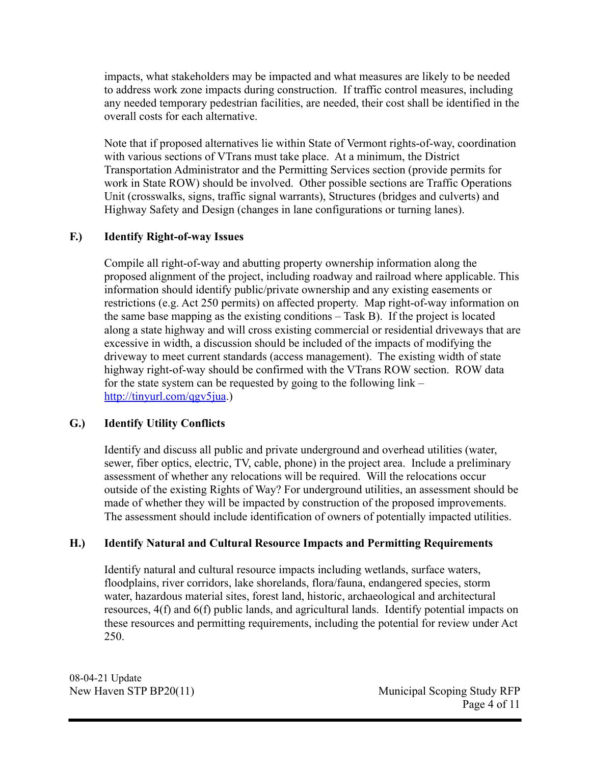impacts, what stakeholders may be impacted and what measures are likely to be needed to address work zone impacts during construction. If traffic control measures, including any needed temporary pedestrian facilities, are needed, their cost shall be identified in the overall costs for each alternative.

Note that if proposed alternatives lie within State of Vermont rights-of-way, coordination with various sections of VTrans must take place. At a minimum, the District Transportation Administrator and the Permitting Services section (provide permits for work in State ROW) should be involved. Other possible sections are Traffic Operations Unit (crosswalks, signs, traffic signal warrants), Structures (bridges and culverts) and Highway Safety and Design (changes in lane configurations or turning lanes).

### F.) Identify Right-of-way Issues

Compile all right-of-way and abutting property ownership information along the proposed alignment of the project, including roadway and railroad where applicable. This information should identify public/private ownership and any existing easements or restrictions (e.g. Act 250 permits) on affected property. Map right-of-way information on the same base mapping as the existing conditions – Task B). If the project is located along a state highway and will cross existing commercial or residential driveways that are excessive in width, a discussion should be included of the impacts of modifying the driveway to meet current standards (access management). The existing width of state highway right-of-way should be confirmed with the VTrans ROW section. ROW data for the state system can be requested by going to the following link – [http://tinyurl.com/qgv5jua](http://tinyurl.com/qgv5jua).)

### G.) Identify Utility Conflicts

Identify and discuss all public and private underground and overhead utilities (water, sewer, fiber optics, electric, TV, cable, phone) in the project area. Include a preliminary assessment of whether any relocations will be required. Will the relocations occur outside of the existing Rights of Way? For underground utilities, an assessment should be made of whether they will be impacted by construction of the proposed improvements. The assessment should include identification of owners of potentially impacted utilities.

### H.) Identify Natural and Cultural Resource Impacts and Permitting Requirements

Identify natural and cultural resource impacts including wetlands, surface waters, floodplains, river corridors, lake shorelands, flora/fauna, endangered species, storm water, hazardous material sites, forest land, historic, archaeological and architectural resources, 4(f) and 6(f) public lands, and agricultural lands. Identify potential impacts on these resources and permitting requirements, including the potential for review under Act 250.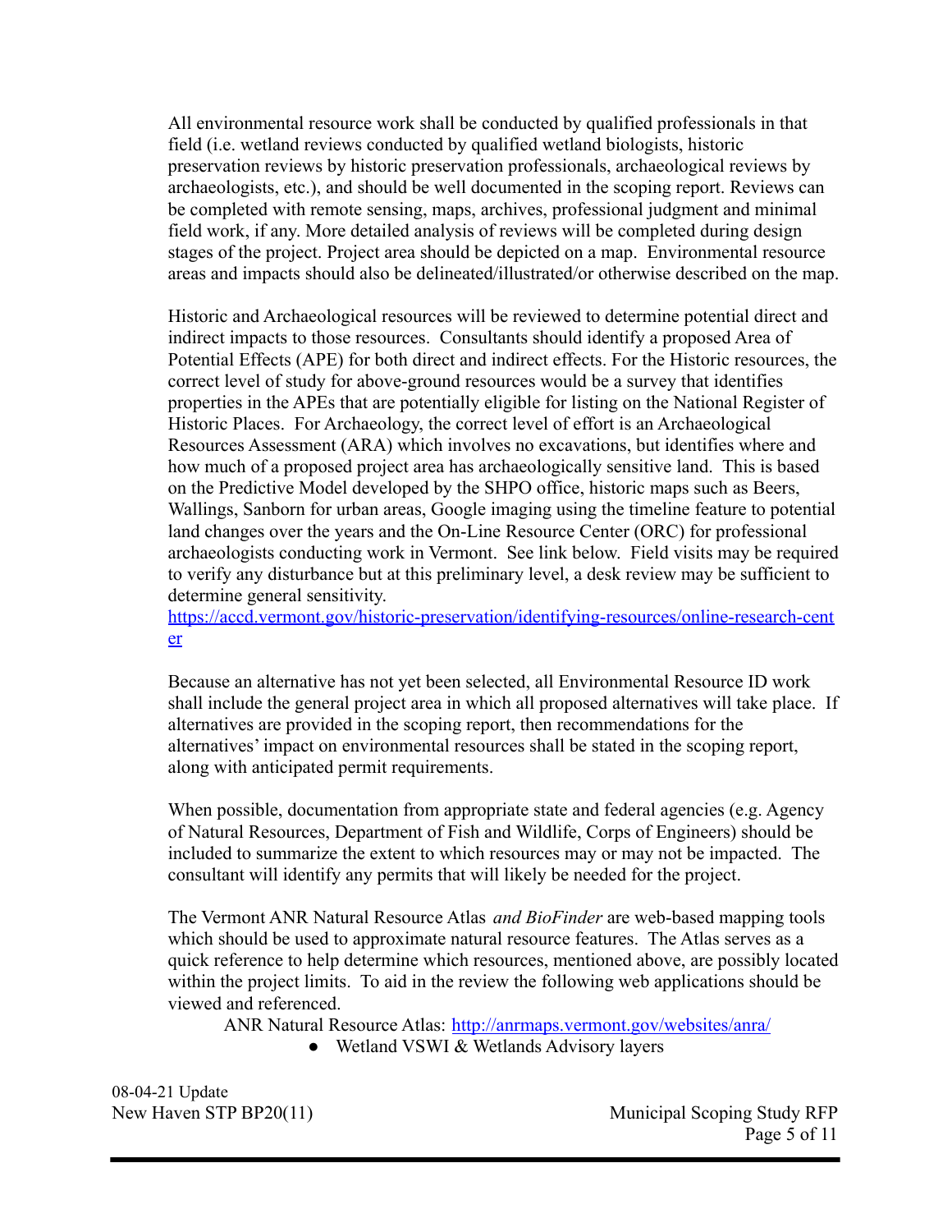All environmental resource work shall be conducted by qualified professionals in that field (i.e. wetland reviews conducted by qualified wetland biologists, historic preservation reviews by historic preservation professionals, archaeological reviews by archaeologists, etc.), and should be well documented in the scoping report. Reviews can be completed with remote sensing, maps, archives, professional judgment and minimal field work, if any. More detailed analysis of reviews will be completed during design stages of the project. Project area should be depicted on a map. Environmental resource areas and impacts should also be delineated/illustrated/or otherwise described on the map.

Historic and Archaeological resources will be reviewed to determine potential direct and indirect impacts to those resources. Consultants should identify a proposed Area of Potential Effects (APE) for both direct and indirect effects. For the Historic resources, the correct level of study for above-ground resources would be a survey that identifies properties in the APEs that are potentially eligible for listing on the National Register of Historic Places. For Archaeology, the correct level of effort is an Archaeological Resources Assessment (ARA) which involves no excavations, but identifies where and how much of a proposed project area has archaeologically sensitive land. This is based on the Predictive Model developed by the SHPO office, historic maps such as Beers, Wallings, Sanborn for urban areas, Google imaging using the timeline feature to potential land changes over the years and the On-Line Resource Center (ORC) for professional archaeologists conducting work in Vermont. See link below. Field visits may be required to verify any disturbance but at this preliminary level, a desk review may be sufficient to determine general sensitivity.
https://accd.vermont.gov/historic-preservation/identifying-resources/online-research-center

Because an alternative has not yet been selected, all Environmental Resource ID work shall include the general project area in which all proposed alternatives will take place. If alternatives are provided in the scoping report, then recommendations for the alternatives' impact on environmental resources shall be stated in the scoping report, along with anticipated permit requirements.

When possible, documentation from appropriate state and federal agencies (e.g. Agency of Natural Resources, Department of Fish and Wildlife, Corps of Engineers) should be included to summarize the extent to which resources may or may not be impacted. The consultant will identify any permits that will likely be needed for the project.

The Vermont ANR Natural Resource Atlas *and BioFinder* are web-based mapping tools which should be used to approximate natural resource features. The Atlas serves as a quick reference to help determine which resources, mentioned above, are possibly located within the project limits. To aid in the review the following web applications should be viewed and referenced.

ANR Natural Resource Atlas: http://anrmaps.vermont.gov/websites/anra/

- Wetland VSWI & Wetlands Advisory layers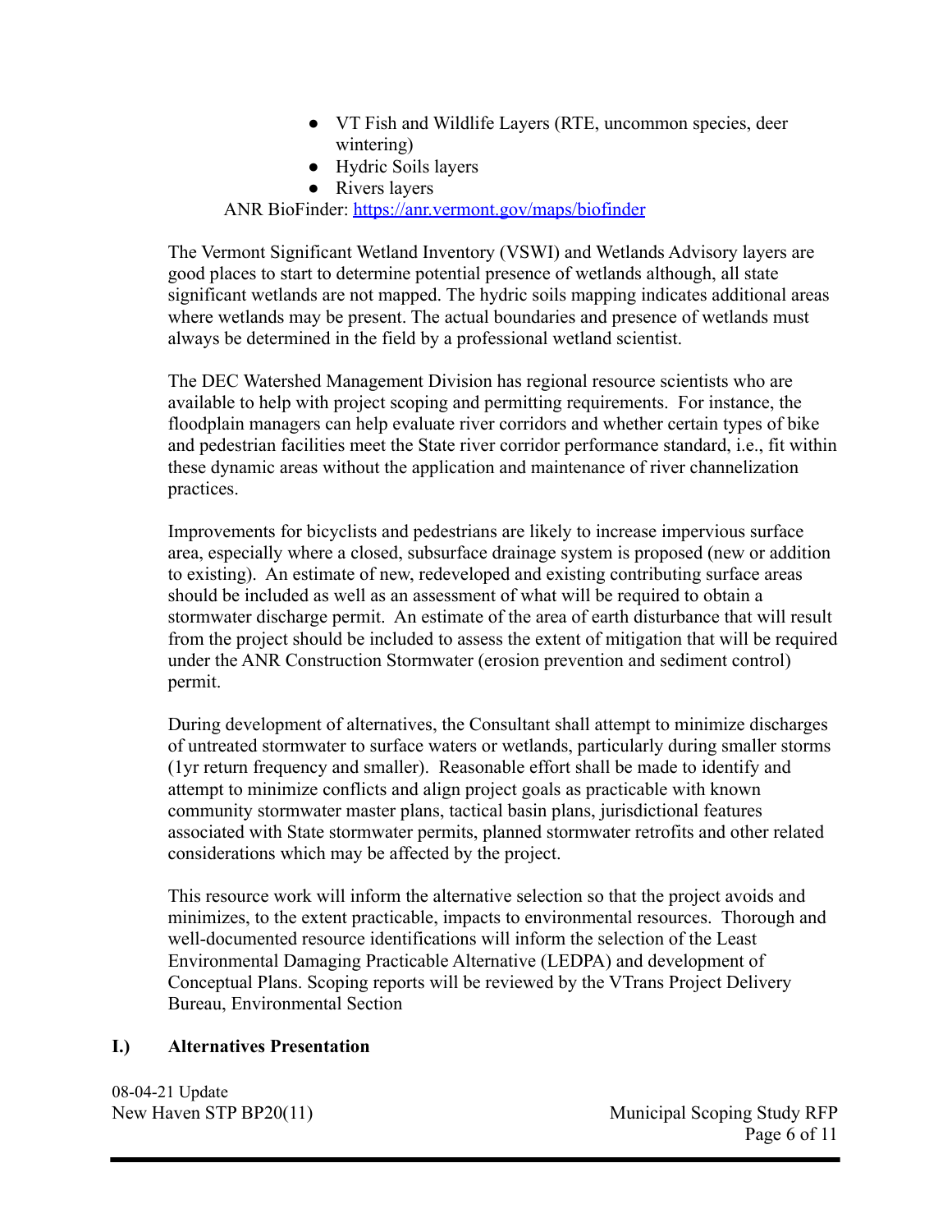- VT Fish and Wildlife Layers (RTE, uncommon species, deer wintering)
- Hydric Soils layers
- Rivers layers

ANR BioFinder: [https://anr.vermont.gov/maps/biofinder](https://anr.vermont.gov/maps/biofinder)

The Vermont Significant Wetland Inventory (VSWI) and Wetlands Advisory layers are good places to start to determine potential presence of wetlands although, all state significant wetlands are not mapped. The hydric soils mapping indicates additional areas where wetlands may be present. The actual boundaries and presence of wetlands must always be determined in the field by a professional wetland scientist.

The DEC Watershed Management Division has regional resource scientists who are available to help with project scoping and permitting requirements. For instance, the floodplain managers can help evaluate river corridors and whether certain types of bike and pedestrian facilities meet the State river corridor performance standard, i.e., fit within these dynamic areas without the application and maintenance of river channelization practices.

Improvements for bicyclists and pedestrians are likely to increase impervious surface area, especially where a closed, subsurface drainage system is proposed (new or addition to existing). An estimate of new, redeveloped and existing contributing surface areas should be included as well as an assessment of what will be required to obtain a stormwater discharge permit. An estimate of the area of earth disturbance that will result from the project should be included to assess the extent of mitigation that will be required under the ANR Construction Stormwater (erosion prevention and sediment control) permit.

During development of alternatives, the Consultant shall attempt to minimize discharges of untreated stormwater to surface waters or wetlands, particularly during smaller storms (1yr return frequency and smaller). Reasonable effort shall be made to identify and attempt to minimize conflicts and align project goals as practicable with known community stormwater master plans, tactical basin plans, jurisdictional features associated with State stormwater permits, planned stormwater retrofits and other related considerations which may be affected by the project.

This resource work will inform the alternative selection so that the project avoids and minimizes, to the extent practicable, impacts to environmental resources. Thorough and well-documented resource identifications will inform the selection of the Least Environmental Damaging Practicable Alternative (LEDPA) and development of Conceptual Plans. Scoping reports will be reviewed by the VTrans Project Delivery Bureau, Environmental Section

## I.) Alternatives Presentation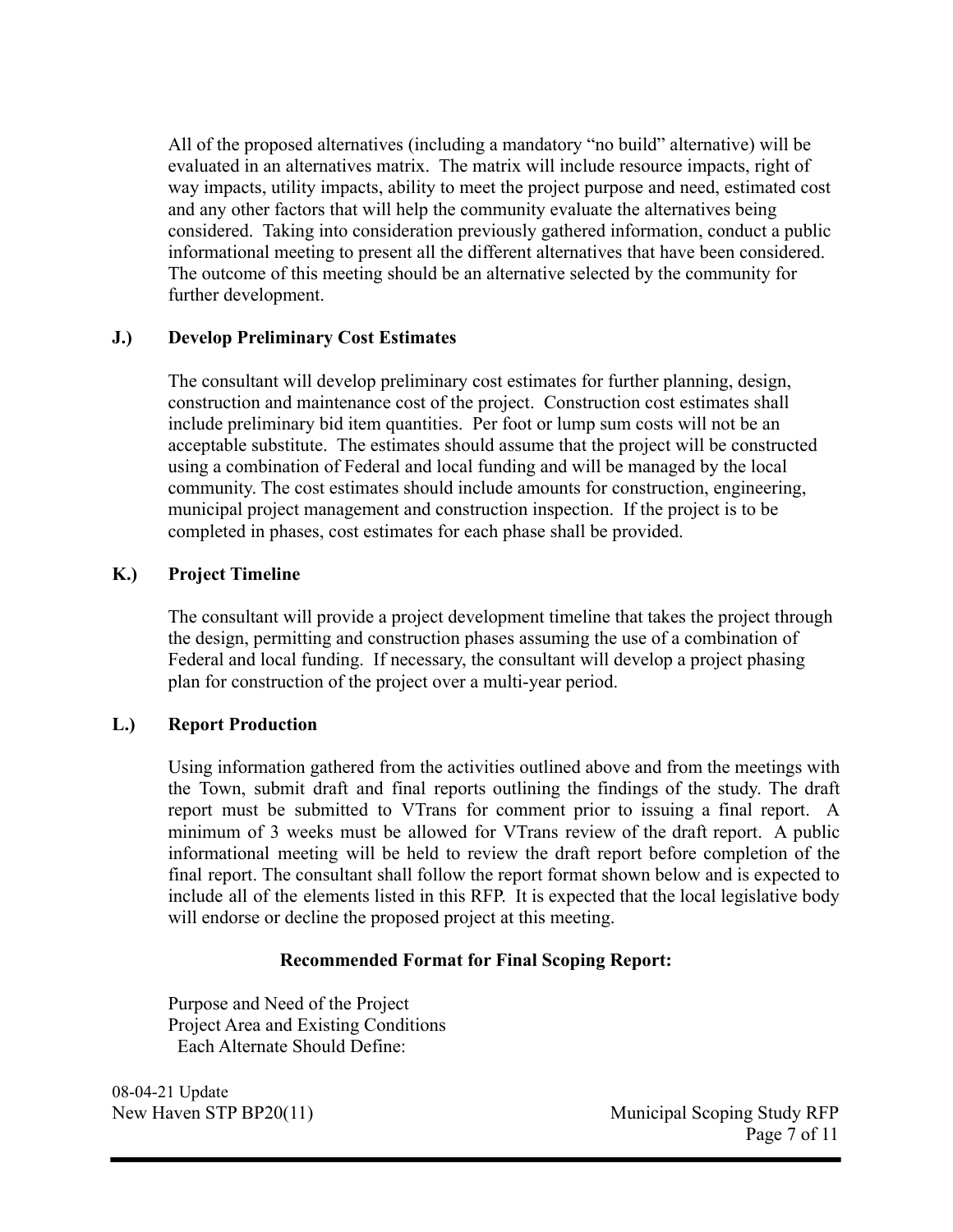All of the proposed alternatives (including a mandatory "no build" alternative) will be evaluated in an alternatives matrix. The matrix will include resource impacts, right of way impacts, utility impacts, ability to meet the project purpose and need, estimated cost and any other factors that will help the community evaluate the alternatives being considered. Taking into consideration previously gathered information, conduct a public informational meeting to present all the different alternatives that have been considered. The outcome of this meeting should be an alternative selected by the community for further development.

### J.) Develop Preliminary Cost Estimates

The consultant will develop preliminary cost estimates for further planning, design, construction and maintenance cost of the project. Construction cost estimates shall include preliminary bid item quantities. Per foot or lump sum costs will not be an acceptable substitute. The estimates should assume that the project will be constructed using a combination of Federal and local funding and will be managed by the local community. The cost estimates should include amounts for construction, engineering, municipal project management and construction inspection. If the project is to be completed in phases, cost estimates for each phase shall be provided.

### K.) Project Timeline

The consultant will provide a project development timeline that takes the project through the design, permitting and construction phases assuming the use of a combination of Federal and local funding. If necessary, the consultant will develop a project phasing plan for construction of the project over a multi-year period.

### L.) Report Production

Using information gathered from the activities outlined above and from the meetings with the Town, submit draft and final reports outlining the findings of the study. The draft report must be submitted to VTrans for comment prior to issuing a final report. A minimum of 3 weeks must be allowed for VTrans review of the draft report. A public informational meeting will be held to review the draft report before completion of the final report. The consultant shall follow the report format shown below and is expected to include all of the elements listed in this RFP. It is expected that the local legislative body will endorse or decline the proposed project at this meeting.

**Recommended Format for Final Scoping Report:**

Purpose and Need of the Project
Project Area and Existing Conditions
Each Alternate Should Define: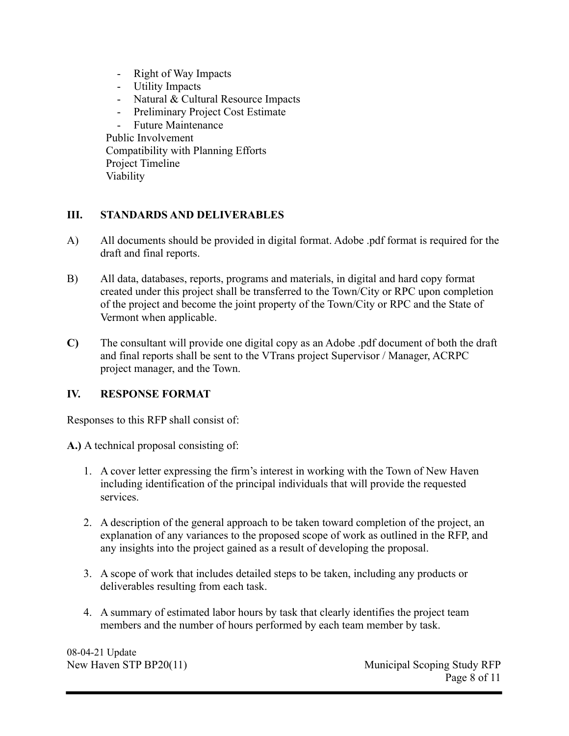- Right of Way Impacts
- Utility Impacts
- Natural & Cultural Resource Impacts
- Preliminary Project Cost Estimate
- Future Maintenance

Public Involvement
Compatibility with Planning Efforts
Project Timeline
Viability

## III. STANDARDS AND DELIVERABLES

A) All documents should be provided in digital format. Adobe .pdf format is required for the draft and final reports.

B) All data, databases, reports, programs and materials, in digital and hard copy format created under this project shall be transferred to the Town/City or RPC upon completion of the project and become the joint property of the Town/City or RPC and the State of Vermont when applicable.

**C)** The consultant will provide one digital copy as an Adobe .pdf document of both the draft and final reports shall be sent to the VTrans project Supervisor / Manager, ACRPC project manager, and the Town.

## IV. RESPONSE FORMAT

Responses to this RFP shall consist of:

**A.)** A technical proposal consisting of:

1. A cover letter expressing the firm's interest in working with the Town of New Haven including identification of the principal individuals that will provide the requested services.
2. A description of the general approach to be taken toward completion of the project, an explanation of any variances to the proposed scope of work as outlined in the RFP, and any insights into the project gained as a result of developing the proposal.
3. A scope of work that includes detailed steps to be taken, including any products or deliverables resulting from each task.
4. A summary of estimated labor hours by task that clearly identifies the project team members and the number of hours performed by each team member by task.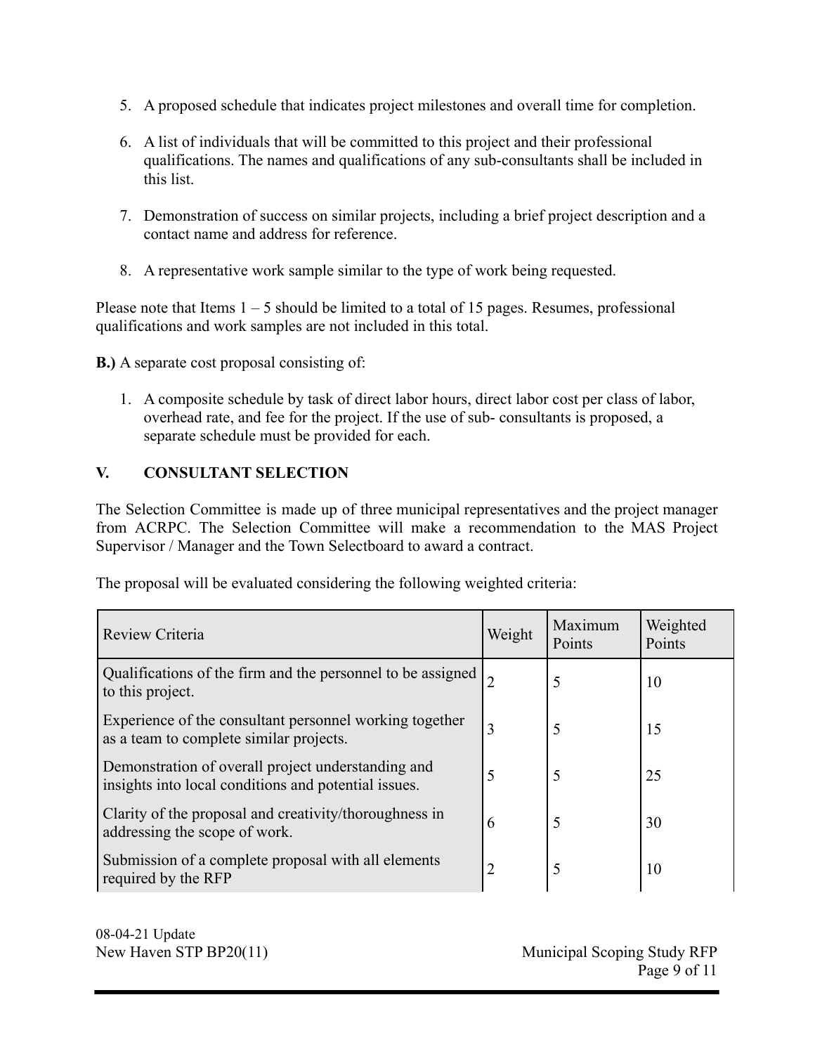5. A proposed schedule that indicates project milestones and overall time for completion.

6. A list of individuals that will be committed to this project and their professional qualifications. The names and qualifications of any sub-consultants shall be included in this list.

7. Demonstration of success on similar projects, including a brief project description and a contact name and address for reference.

8. A representative work sample similar to the type of work being requested.

Please note that Items 1 – 5 should be limited to a total of 15 pages. Resumes, professional qualifications and work samples are not included in this total.

**B.)** A separate cost proposal consisting of:

1. A composite schedule by task of direct labor hours, direct labor cost per class of labor, overhead rate, and fee for the project. If the use of sub- consultants is proposed, a separate schedule must be provided for each.

## V. CONSULTANT SELECTION

The Selection Committee is made up of three municipal representatives and the project manager from ACRPC. The Selection Committee will make a recommendation to the MAS Project Supervisor / Manager and the Town Selectboard to award a contract.

The proposal will be evaluated considering the following weighted criteria:

| Review Criteria | Weight | Maximum Points | Weighted Points |
|---|---|---|---|
| Qualifications of the firm and the personnel to be assigned to this project. | 2 | 5 | 10 |
| Experience of the consultant personnel working together as a team to complete similar projects. | 3 | 5 | 15 |
| Demonstration of overall project understanding and insights into local conditions and potential issues. | 5 | 5 | 25 |
| Clarity of the proposal and creativity/thoroughness in addressing the scope of work. | 6 | 5 | 30 |
| Submission of a complete proposal with all elements required by the RFP | 2 | 5 | 10 |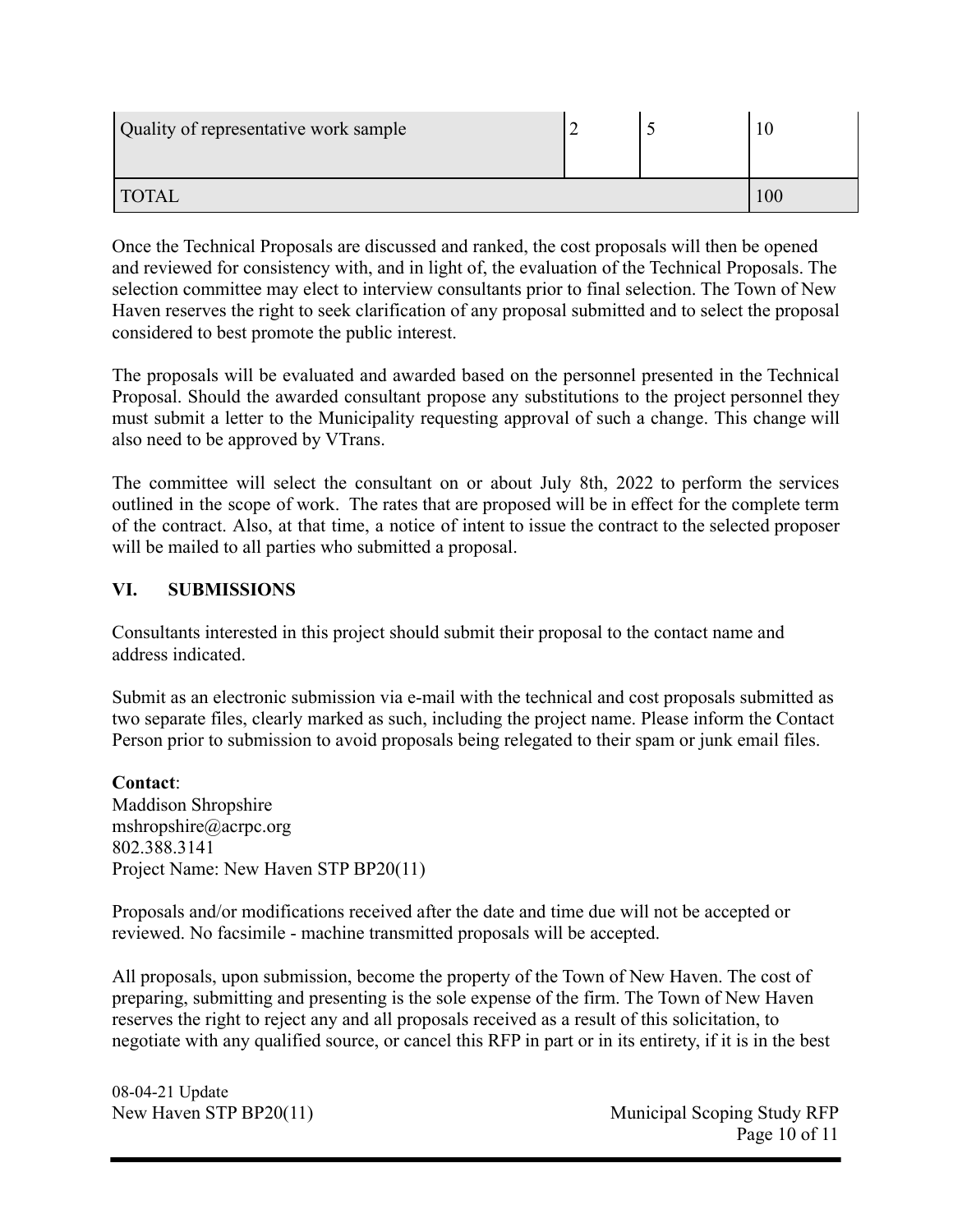| Quality of representative work sample | 2 | 5 | 10 |
| --- | --- | --- | --- |
| TOTAL | | | 100 |

Once the Technical Proposals are discussed and ranked, the cost proposals will then be opened and reviewed for consistency with, and in light of, the evaluation of the Technical Proposals. The selection committee may elect to interview consultants prior to final selection. The Town of New Haven reserves the right to seek clarification of any proposal submitted and to select the proposal considered to best promote the public interest.

The proposals will be evaluated and awarded based on the personnel presented in the Technical Proposal. Should the awarded consultant propose any substitutions to the project personnel they must submit a letter to the Municipality requesting approval of such a change. This change will also need to be approved by VTrans.

The committee will select the consultant on or about July 8th, 2022 to perform the services outlined in the scope of work. The rates that are proposed will be in effect for the complete term of the contract. Also, at that time, a notice of intent to issue the contract to the selected proposer will be mailed to all parties who submitted a proposal.

## VI. SUBMISSIONS

Consultants interested in this project should submit their proposal to the contact name and address indicated.

Submit as an electronic submission via e-mail with the technical and cost proposals submitted as two separate files, clearly marked as such, including the project name. Please inform the Contact Person prior to submission to avoid proposals being relegated to their spam or junk email files.

**Contact**:
Maddison Shropshire
mshropshire@acrpc.org
802.388.3141
Project Name: New Haven STP BP20(11)

Proposals and/or modifications received after the date and time due will not be accepted or reviewed. No facsimile - machine transmitted proposals will be accepted.

All proposals, upon submission, become the property of the Town of New Haven. The cost of preparing, submitting and presenting is the sole expense of the firm. The Town of New Haven reserves the right to reject any and all proposals received as a result of this solicitation, to negotiate with any qualified source, or cancel this RFP in part or in its entirety, if it is in the best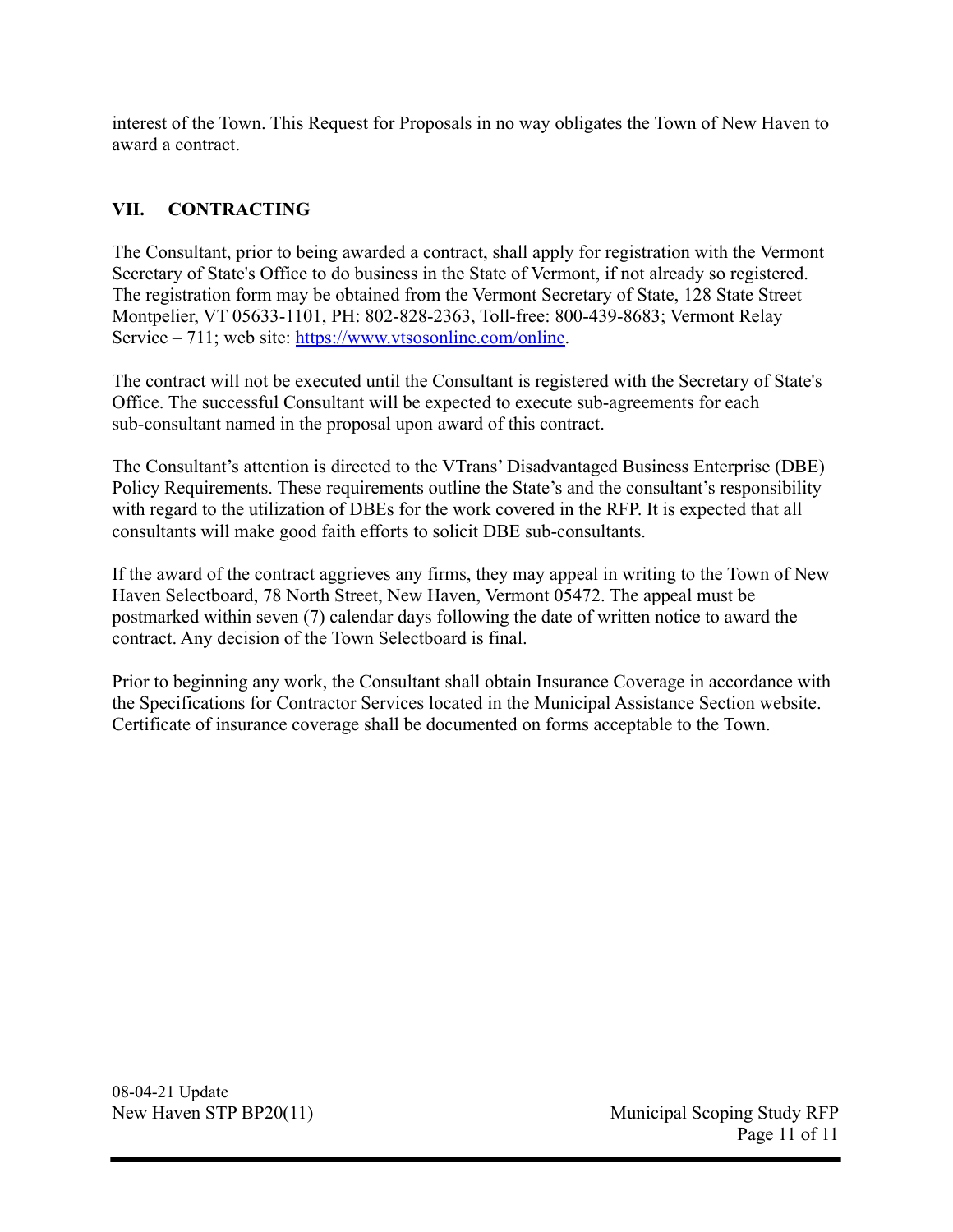interest of the Town. This Request for Proposals in no way obligates the Town of New Haven to award a contract.

## VII. CONTRACTING

The Consultant, prior to being awarded a contract, shall apply for registration with the Vermont Secretary of State's Office to do business in the State of Vermont, if not already so registered. The registration form may be obtained from the Vermont Secretary of State, 128 State Street Montpelier, VT 05633-1101, PH: 802-828-2363, Toll-free: 800-439-8683; Vermont Relay Service – 711; web site: https://www.vtsosonline.com/online.

The contract will not be executed until the Consultant is registered with the Secretary of State's Office. The successful Consultant will be expected to execute sub-agreements for each sub-consultant named in the proposal upon award of this contract.

The Consultant's attention is directed to the VTrans' Disadvantaged Business Enterprise (DBE) Policy Requirements. These requirements outline the State's and the consultant's responsibility with regard to the utilization of DBEs for the work covered in the RFP. It is expected that all consultants will make good faith efforts to solicit DBE sub-consultants.

If the award of the contract aggrieves any firms, they may appeal in writing to the Town of New Haven Selectboard, 78 North Street, New Haven, Vermont 05472. The appeal must be postmarked within seven (7) calendar days following the date of written notice to award the contract. Any decision of the Town Selectboard is final.

Prior to beginning any work, the Consultant shall obtain Insurance Coverage in accordance with the Specifications for Contractor Services located in the Municipal Assistance Section website. Certificate of insurance coverage shall be documented on forms acceptable to the Town.